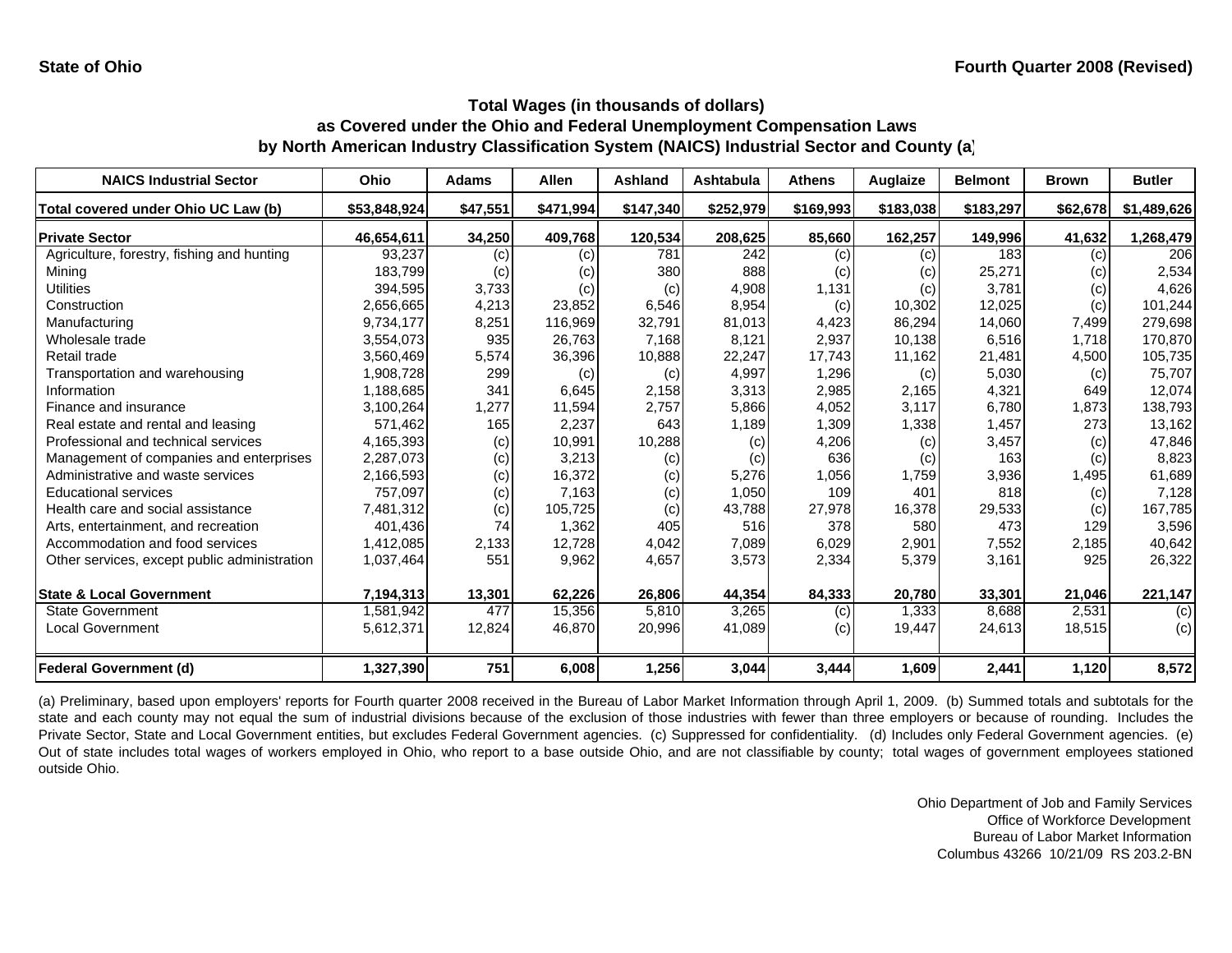**State of Ohio** | **Fourth Quarter 2008 (Revised)**

### Total Wages (in thousands of dollars)
### as Covered under the Ohio and Federal Unemployment Compensation Laws
### by North American Industry Classification System (NAICS) Industrial Sector and County (a)

| NAICS Industrial Sector | Ohio | Adams | Allen | Ashland | Ashtabula | Athens | Auglaize | Belmont | Brown | Butler |
|---|---|---|---|---|---|---|---|---|---|---|
| Total covered under Ohio UC Law (b) | $53,848,924 | $47,551 | $471,994 | $147,340 | $252,979 | $169,993 | $183,038 | $183,297 | $62,678 | $1,489,626 |
| **Private Sector** | **46,654,611** | **34,250** | **409,768** | **120,534** | **208,625** | **85,660** | **162,257** | **149,996** | **41,632** | **1,268,479** |
| Agriculture, forestry, fishing and hunting | 93,237 | (c) | (c) | 781 | 242 | (c) | (c) | 183 | (c) | 206 |
| Mining | 183,799 | (c) | (c) | 380 | 888 | (c) | (c) | 25,271 | (c) | 2,534 |
| Utilities | 394,595 | 3,733 | (c) | (c) | 4,908 | 1,131 | (c) | 3,781 | (c) | 4,626 |
| Construction | 2,656,665 | 4,213 | 23,852 | 6,546 | 8,954 | (c) | 10,302 | 12,025 | (c) | 101,244 |
| Manufacturing | 9,734,177 | 8,251 | 116,969 | 32,791 | 81,013 | 4,423 | 86,294 | 14,060 | 7,499 | 279,698 |
| Wholesale trade | 3,554,073 | 935 | 26,763 | 7,168 | 8,121 | 2,937 | 10,138 | 6,516 | 1,718 | 170,870 |
| Retail trade | 3,560,469 | 5,574 | 36,396 | 10,888 | 22,247 | 17,743 | 11,162 | 21,481 | 4,500 | 105,735 |
| Transportation and warehousing | 1,908,728 | 299 | (c) | (c) | 4,997 | 1,296 | (c) | 5,030 | (c) | 75,707 |
| Information | 1,188,685 | 341 | 6,645 | 2,158 | 3,313 | 2,985 | 2,165 | 4,321 | 649 | 12,074 |
| Finance and insurance | 3,100,264 | 1,277 | 11,594 | 2,757 | 5,866 | 4,052 | 3,117 | 6,780 | 1,873 | 138,793 |
| Real estate and rental and leasing | 571,462 | 165 | 2,237 | 643 | 1,189 | 1,309 | 1,338 | 1,457 | 273 | 13,162 |
| Professional and technical services | 4,165,393 | (c) | 10,991 | 10,288 | (c) | 4,206 | (c) | 3,457 | (c) | 47,846 |
| Management of companies and enterprises | 2,287,073 | (c) | 3,213 | (c) | (c) | 636 | (c) | 163 | (c) | 8,823 |
| Administrative and waste services | 2,166,593 | (c) | 16,372 | (c) | 5,276 | 1,056 | 1,759 | 3,936 | 1,495 | 61,689 |
| Educational services | 757,097 | (c) | 7,163 | (c) | 1,050 | 109 | 401 | 818 | (c) | 7,128 |
| Health care and social assistance | 7,481,312 | (c) | 105,725 | (c) | 43,788 | 27,978 | 16,378 | 29,533 | (c) | 167,785 |
| Arts, entertainment, and recreation | 401,436 | 74 | 1,362 | 405 | 516 | 378 | 580 | 473 | 129 | 3,596 |
| Accommodation and food services | 1,412,085 | 2,133 | 12,728 | 4,042 | 7,089 | 6,029 | 2,901 | 7,552 | 2,185 | 40,642 |
| Other services, except public administration | 1,037,464 | 551 | 9,962 | 4,657 | 3,573 | 2,334 | 5,379 | 3,161 | 925 | 26,322 |
| **State & Local Government** | **7,194,313** | **13,301** | **62,226** | **26,806** | **44,354** | **84,333** | **20,780** | **33,301** | **21,046** | **221,147** |
| State Government | 1,581,942 | 477 | 15,356 | 5,810 | 3,265 | (c) | 1,333 | 8,688 | 2,531 | (c) |
| Local Government | 5,612,371 | 12,824 | 46,870 | 20,996 | 41,089 | (c) | 19,447 | 24,613 | 18,515 | (c) |
| **Federal Government (d)** | **1,327,390** | **751** | **6,008** | **1,256** | **3,044** | **3,444** | **1,609** | **2,441** | **1,120** | **8,572** |

(a) Preliminary, based upon employers' reports for Fourth quarter 2008 received in the Bureau of Labor Market Information through April 1, 2009. (b) Summed totals and subtotals for the state and each county may not equal the sum of industrial divisions because of the exclusion of those industries with fewer than three employers or because of rounding. Includes the Private Sector, State and Local Government entities, but excludes Federal Government agencies. (c) Suppressed for confidentiality. (d) Includes only Federal Government agencies. (e) Out of state includes total wages of workers employed in Ohio, who report to a base outside Ohio, and are not classifiable by county; total wages of government employees stationed outside Ohio.

Ohio Department of Job and Family Services
Office of Workforce Development
Bureau of Labor Market Information
Columbus 43266 10/21/09 RS 203.2-BN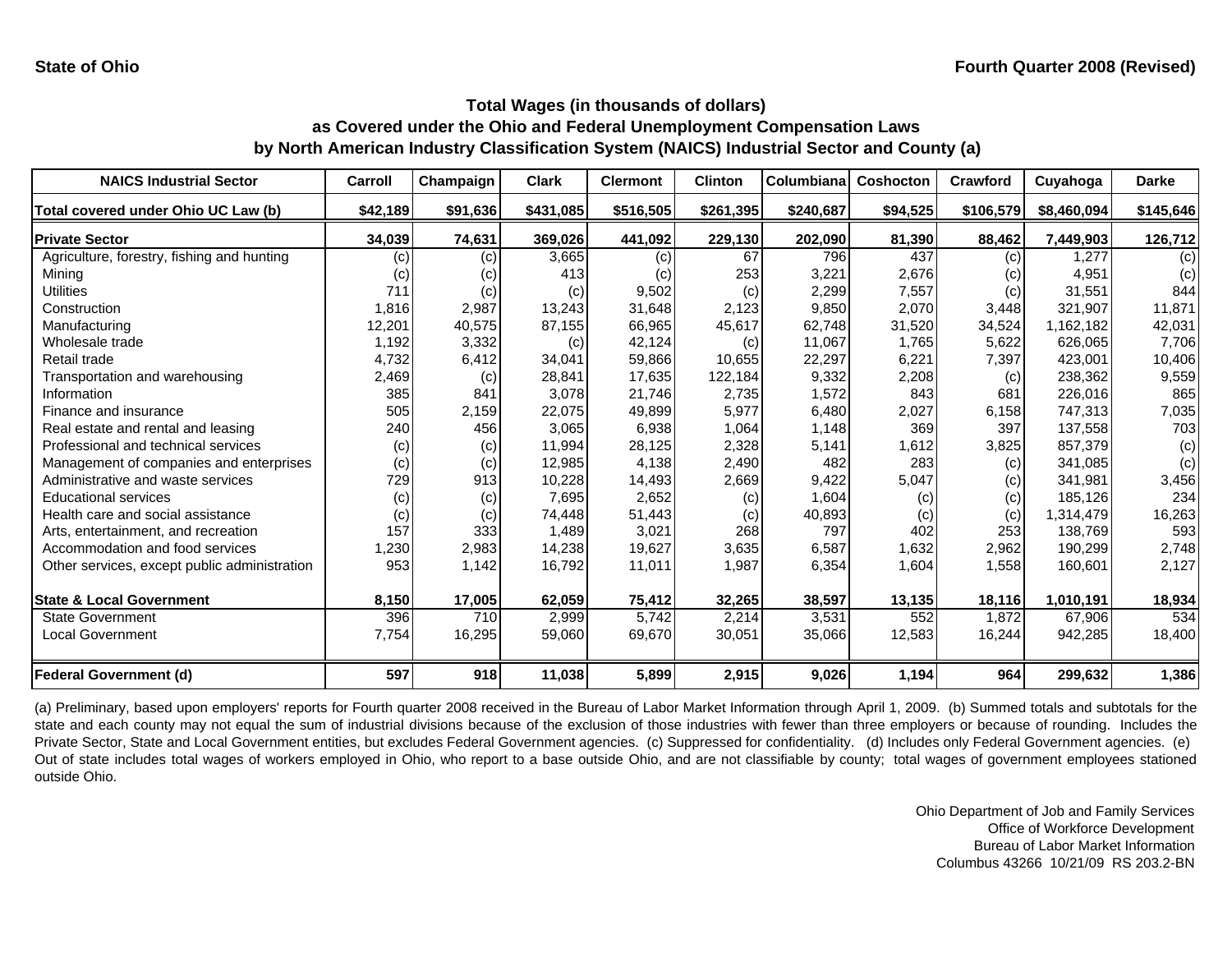State of Ohio

Fourth Quarter 2008 (Revised)

**Total Wages (in thousands of dollars)**
**as Covered under the Ohio and Federal Unemployment Compensation Laws**
**by North American Industry Classification System (NAICS) Industrial Sector and County (a)**

| NAICS Industrial Sector | Carroll | Champaign | Clark | Clermont | Clinton | Columbiana | Coshocton | Crawford | Cuyahoga | Darke |
|---|---|---|---|---|---|---|---|---|---|---|
| Total covered under Ohio UC Law (b) | $42,189 | $91,636 | $431,085 | $516,505 | $261,395 | $240,687 | $94,525 | $106,579 | $8,460,094 | $145,646 |
| **Private Sector** | **34,039** | **74,631** | **369,026** | **441,092** | **229,130** | **202,090** | **81,390** | **88,462** | **7,449,903** | **126,712** |
| Agriculture, forestry, fishing and hunting | (c) | (c) | 3,665 | (c) | 67 | 796 | 437 | (c) | 1,277 | (c) |
| Mining | (c) | (c) | 413 | (c) | 253 | 3,221 | 2,676 | (c) | 4,951 | (c) |
| Utilities | 711 | (c) | (c) | 9,502 | (c) | 2,299 | 7,557 | (c) | 31,551 | 844 |
| Construction | 1,816 | 2,987 | 13,243 | 31,648 | 2,123 | 9,850 | 2,070 | 3,448 | 321,907 | 11,871 |
| Manufacturing | 12,201 | 40,575 | 87,155 | 66,965 | 45,617 | 62,748 | 31,520 | 34,524 | 1,162,182 | 42,031 |
| Wholesale trade | 1,192 | 3,332 | (c) | 42,124 | (c) | 11,067 | 1,765 | 5,622 | 626,065 | 7,706 |
| Retail trade | 4,732 | 6,412 | 34,041 | 59,866 | 10,655 | 22,297 | 6,221 | 7,397 | 423,001 | 10,406 |
| Transportation and warehousing | 2,469 | (c) | 28,841 | 17,635 | 122,184 | 9,332 | 2,208 | (c) | 238,362 | 9,559 |
| Information | 385 | 841 | 3,078 | 21,746 | 2,735 | 1,572 | 843 | 681 | 226,016 | 865 |
| Finance and insurance | 505 | 2,159 | 22,075 | 49,899 | 5,977 | 6,480 | 2,027 | 6,158 | 747,313 | 7,035 |
| Real estate and rental and leasing | 240 | 456 | 3,065 | 6,938 | 1,064 | 1,148 | 369 | 397 | 137,558 | 703 |
| Professional and technical services | (c) | (c) | 11,994 | 28,125 | 2,328 | 5,141 | 1,612 | 3,825 | 857,379 | (c) |
| Management of companies and enterprises | (c) | (c) | 12,985 | 4,138 | 2,490 | 482 | 283 | (c) | 341,085 | (c) |
| Administrative and waste services | 729 | 913 | 10,228 | 14,493 | 2,669 | 9,422 | 5,047 | (c) | 341,981 | 3,456 |
| Educational services | (c) | (c) | 7,695 | 2,652 | (c) | 1,604 | (c) | (c) | 185,126 | 234 |
| Health care and social assistance | (c) | (c) | 74,448 | 51,443 | (c) | 40,893 | (c) | (c) | 1,314,479 | 16,263 |
| Arts, entertainment, and recreation | 157 | 333 | 1,489 | 3,021 | 268 | 797 | 402 | 253 | 138,769 | 593 |
| Accommodation and food services | 1,230 | 2,983 | 14,238 | 19,627 | 3,635 | 6,587 | 1,632 | 2,962 | 190,299 | 2,748 |
| Other services, except public administration | 953 | 1,142 | 16,792 | 11,011 | 1,987 | 6,354 | 1,604 | 1,558 | 160,601 | 2,127 |
| **State & Local Government** | **8,150** | **17,005** | **62,059** | **75,412** | **32,265** | **38,597** | **13,135** | **18,116** | **1,010,191** | **18,934** |
| State Government | 396 | 710 | 2,999 | 5,742 | 2,214 | 3,531 | 552 | 1,872 | 67,906 | 534 |
| Local Government | 7,754 | 16,295 | 59,060 | 69,670 | 30,051 | 35,066 | 12,583 | 16,244 | 942,285 | 18,400 |
| **Federal Government (d)** | **597** | **918** | **11,038** | **5,899** | **2,915** | **9,026** | **1,194** | **964** | **299,632** | **1,386** |

(a) Preliminary, based upon employers' reports for Fourth quarter 2008 received in the Bureau of Labor Market Information through April 1, 2009. (b) Summed totals and subtotals for the state and each county may not equal the sum of industrial divisions because of the exclusion of those industries with fewer than three employers or because of rounding. Includes the Private Sector, State and Local Government entities, but excludes Federal Government agencies. (c) Suppressed for confidentiality. (d) Includes only Federal Government agencies. (e) Out of state includes total wages of workers employed in Ohio, who report to a base outside Ohio, and are not classifiable by county; total wages of government employees stationed outside Ohio.

Ohio Department of Job and Family Services
Office of Workforce Development
Bureau of Labor Market Information
Columbus 43266 10/21/09 RS 203.2-BN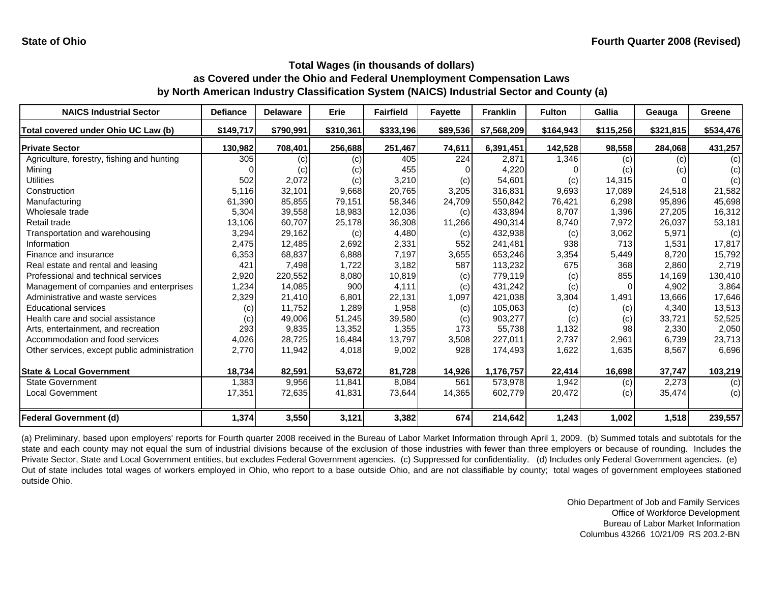State of Ohio

Fourth Quarter 2008 (Revised)

## Total Wages (in thousands of dollars)
## as Covered under the Ohio and Federal Unemployment Compensation Laws
## by North American Industry Classification System (NAICS) Industrial Sector and County (a)

| NAICS Industrial Sector | Defiance | Delaware | Erie | Fairfield | Fayette | Franklin | Fulton | Gallia | Geauga | Greene |
|---|---|---|---|---|---|---|---|---|---|---|
| **Total covered under Ohio UC Law (b)** | **$149,717** | **$790,991** | **$310,361** | **$333,196** | **$89,536** | **$7,568,209** | **$164,943** | **$115,256** | **$321,815** | **$534,476** |
| **Private Sector** | **130,982** | **708,401** | **256,688** | **251,467** | **74,611** | **6,391,451** | **142,528** | **98,558** | **284,068** | **431,257** |
| Agriculture, forestry, fishing and hunting | 305 | (c) | (c) | 405 | 224 | 2,871 | 1,346 | (c) | (c) | (c) |
| Mining | 0 | (c) | (c) | 455 | 0 | 4,220 | 0 | (c) | (c) | (c) |
| Utilities | 502 | 2,072 | (c) | 3,210 | (c) | 54,601 | (c) | 14,315 | 0 | (c) |
| Construction | 5,116 | 32,101 | 9,668 | 20,765 | 3,205 | 316,831 | 9,693 | 17,089 | 24,518 | 21,582 |
| Manufacturing | 61,390 | 85,855 | 79,151 | 58,346 | 24,709 | 550,842 | 76,421 | 6,298 | 95,896 | 45,698 |
| Wholesale trade | 5,304 | 39,558 | 18,983 | 12,036 | (c) | 433,894 | 8,707 | 1,396 | 27,205 | 16,312 |
| Retail trade | 13,106 | 60,707 | 25,178 | 36,308 | 11,266 | 490,314 | 8,740 | 7,972 | 26,037 | 53,181 |
| Transportation and warehousing | 3,294 | 29,162 | (c) | 4,480 | (c) | 432,938 | (c) | 3,062 | 5,971 | (c) |
| Information | 2,475 | 12,485 | 2,692 | 2,331 | 552 | 241,481 | 938 | 713 | 1,531 | 17,817 |
| Finance and insurance | 6,353 | 68,837 | 6,888 | 7,197 | 3,655 | 653,246 | 3,354 | 5,449 | 8,720 | 15,792 |
| Real estate and rental and leasing | 421 | 7,498 | 1,722 | 3,182 | 587 | 113,232 | 675 | 368 | 2,860 | 2,719 |
| Professional and technical services | 2,920 | 220,552 | 8,080 | 10,819 | (c) | 779,119 | (c) | 855 | 14,169 | 130,410 |
| Management of companies and enterprises | 1,234 | 14,085 | 900 | 4,111 | (c) | 431,242 | (c) | 0 | 4,902 | 3,864 |
| Administrative and waste services | 2,329 | 21,410 | 6,801 | 22,131 | 1,097 | 421,038 | 3,304 | 1,491 | 13,666 | 17,646 |
| Educational services | (c) | 11,752 | 1,289 | 1,958 | (c) | 105,063 | (c) | (c) | 4,340 | 13,513 |
| Health care and social assistance | (c) | 49,006 | 51,245 | 39,580 | (c) | 903,277 | (c) | (c) | 33,721 | 52,525 |
| Arts, entertainment, and recreation | 293 | 9,835 | 13,352 | 1,355 | 173 | 55,738 | 1,132 | 98 | 2,330 | 2,050 |
| Accommodation and food services | 4,026 | 28,725 | 16,484 | 13,797 | 3,508 | 227,011 | 2,737 | 2,961 | 6,739 | 23,713 |
| Other services, except public administration | 2,770 | 11,942 | 4,018 | 9,002 | 928 | 174,493 | 1,622 | 1,635 | 8,567 | 6,696 |
| **State & Local Government** | **18,734** | **82,591** | **53,672** | **81,728** | **14,926** | **1,176,757** | **22,414** | **16,698** | **37,747** | **103,219** |
| State Government | 1,383 | 9,956 | 11,841 | 8,084 | 561 | 573,978 | 1,942 | (c) | 2,273 | (c) |
| Local Government | 17,351 | 72,635 | 41,831 | 73,644 | 14,365 | 602,779 | 20,472 | (c) | 35,474 | (c) |
| **Federal Government (d)** | **1,374** | **3,550** | **3,121** | **3,382** | **674** | **214,642** | **1,243** | **1,002** | **1,518** | **239,557** |

(a) Preliminary, based upon employers' reports for Fourth quarter 2008 received in the Bureau of Labor Market Information through April 1, 2009. (b) Summed totals and subtotals for the state and each county may not equal the sum of industrial divisions because of the exclusion of those industries with fewer than three employers or because of rounding. Includes the Private Sector, State and Local Government entities, but excludes Federal Government agencies. (c) Suppressed for confidentiality. (d) Includes only Federal Government agencies. (e) Out of state includes total wages of workers employed in Ohio, who report to a base outside Ohio, and are not classifiable by county; total wages of government employees stationed outside Ohio.

Ohio Department of Job and Family Services
Office of Workforce Development
Bureau of Labor Market Information
Columbus 43266 10/21/09 RS 203.2-BN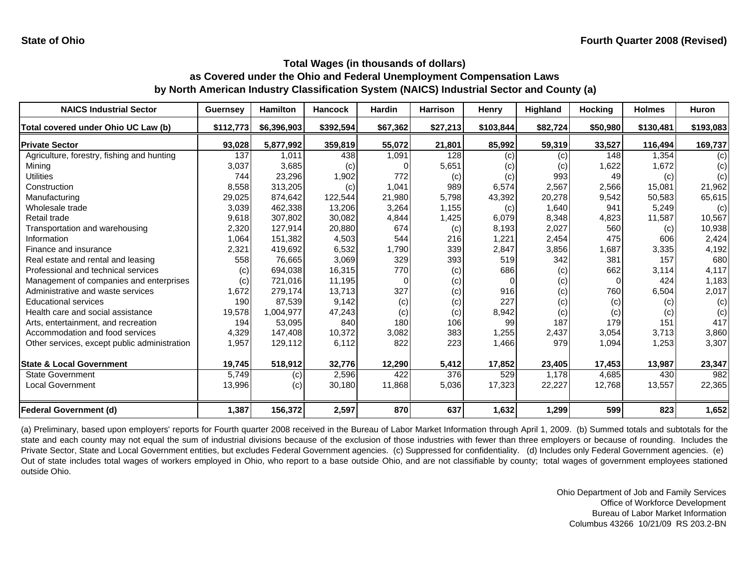**State of Ohio** | **Fourth Quarter 2008 (Revised)**

## Total Wages (in thousands of dollars)
## as Covered under the Ohio and Federal Unemployment Compensation Laws
## by North American Industry Classification System (NAICS) Industrial Sector and County (a)

| NAICS Industrial Sector | Guernsey | Hamilton | Hancock | Hardin | Harrison | Henry | Highland | Hocking | Holmes | Huron |
|---|---|---|---|---|---|---|---|---|---|---|
| Total covered under Ohio UC Law (b) | $112,773 | $6,396,903 | $392,594 | $67,362 | $27,213 | $103,844 | $82,724 | $50,980 | $130,481 | $193,083 |
| **Private Sector** | **93,028** | **5,877,992** | **359,819** | **55,072** | **21,801** | **85,992** | **59,319** | **33,527** | **116,494** | **169,737** |
| Agriculture, forestry, fishing and hunting | 137 | 1,011 | 438 | 1,091 | 128 | (c) | (c) | 148 | 1,354 | (c) |
| Mining | 3,037 | 3,685 | (c) | 0 | 5,651 | (c) | (c) | 1,622 | 1,672 | (c) |
| Utilities | 744 | 23,296 | 1,902 | 772 | (c) | (c) | 993 | 49 | (c) | (c) |
| Construction | 8,558 | 313,205 | (c) | 1,041 | 989 | 6,574 | 2,567 | 2,566 | 15,081 | 21,962 |
| Manufacturing | 29,025 | 874,642 | 122,544 | 21,980 | 5,798 | 43,392 | 20,278 | 9,542 | 50,583 | 65,615 |
| Wholesale trade | 3,039 | 462,338 | 13,206 | 3,264 | 1,155 | (c) | 1,640 | 941 | 5,249 | (c) |
| Retail trade | 9,618 | 307,802 | 30,082 | 4,844 | 1,425 | 6,079 | 8,348 | 4,823 | 11,587 | 10,567 |
| Transportation and warehousing | 2,320 | 127,914 | 20,880 | 674 | (c) | 8,193 | 2,027 | 560 | (c) | 10,938 |
| Information | 1,064 | 151,382 | 4,503 | 544 | 216 | 1,221 | 2,454 | 475 | 606 | 2,424 |
| Finance and insurance | 2,321 | 419,692 | 6,532 | 1,790 | 339 | 2,847 | 3,856 | 1,687 | 3,335 | 4,192 |
| Real estate and rental and leasing | 558 | 76,665 | 3,069 | 329 | 393 | 519 | 342 | 381 | 157 | 680 |
| Professional and technical services | (c) | 694,038 | 16,315 | 770 | (c) | 686 | (c) | 662 | 3,114 | 4,117 |
| Management of companies and enterprises | (c) | 721,016 | 11,195 | 0 | (c) | 0 | (c) | 0 | 424 | 1,183 |
| Administrative and waste services | 1,672 | 279,174 | 13,713 | 327 | (c) | 916 | (c) | 760 | 6,504 | 2,017 |
| Educational services | 190 | 87,539 | 9,142 | (c) | (c) | 227 | (c) | (c) | (c) | (c) |
| Health care and social assistance | 19,578 | 1,004,977 | 47,243 | (c) | (c) | 8,942 | (c) | (c) | (c) | (c) |
| Arts, entertainment, and recreation | 194 | 53,095 | 840 | 180 | 106 | 99 | 187 | 179 | 151 | 417 |
| Accommodation and food services | 4,329 | 147,408 | 10,372 | 3,082 | 383 | 1,255 | 2,437 | 3,054 | 3,713 | 3,860 |
| Other services, except public administration | 1,957 | 129,112 | 6,112 | 822 | 223 | 1,466 | 979 | 1,094 | 1,253 | 3,307 |
| **State & Local Government** | **19,745** | **518,912** | **32,776** | **12,290** | **5,412** | **17,852** | **23,405** | **17,453** | **13,987** | **23,347** |
| State Government | 5,749 | (c) | 2,596 | 422 | 376 | 529 | 1,178 | 4,685 | 430 | 982 |
| Local Government | 13,996 | (c) | 30,180 | 11,868 | 5,036 | 17,323 | 22,227 | 12,768 | 13,557 | 22,365 |
| **Federal Government (d)** | **1,387** | **156,372** | **2,597** | **870** | **637** | **1,632** | **1,299** | **599** | **823** | **1,652** |

(a) Preliminary, based upon employers' reports for Fourth quarter 2008 received in the Bureau of Labor Market Information through April 1, 2009. (b) Summed totals and subtotals for the state and each county may not equal the sum of industrial divisions because of the exclusion of those industries with fewer than three employers or because of rounding. Includes the Private Sector, State and Local Government entities, but excludes Federal Government agencies. (c) Suppressed for confidentiality. (d) Includes only Federal Government agencies. (e) Out of state includes total wages of workers employed in Ohio, who report to a base outside Ohio, and are not classifiable by county; total wages of government employees stationed outside Ohio.

Ohio Department of Job and Family Services
Office of Workforce Development
Bureau of Labor Market Information
Columbus 43266 10/21/09 RS 203.2-BN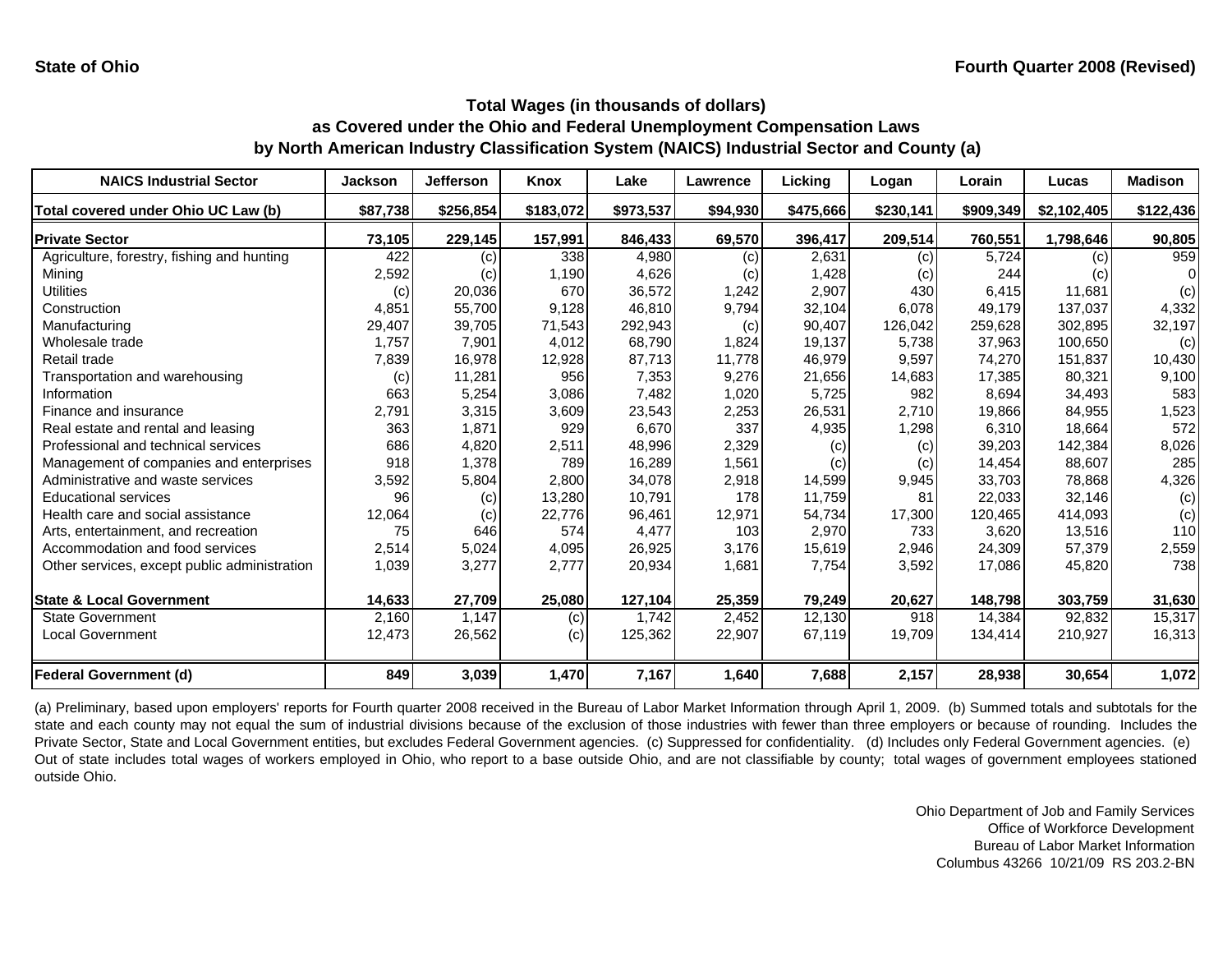**State of Ohio**

**Fourth Quarter 2008 (Revised)**

## Total Wages (in thousands of dollars)
## as Covered under the Ohio and Federal Unemployment Compensation Laws
## by North American Industry Classification System (NAICS) Industrial Sector and County (a)

| NAICS Industrial Sector | Jackson | Jefferson | Knox | Lake | Lawrence | Licking | Logan | Lorain | Lucas | Madison |
|---|---|---|---|---|---|---|---|---|---|---|
| **Total covered under Ohio UC Law (b)** | **$87,738** | **$256,854** | **$183,072** | **$973,537** | **$94,930** | **$475,666** | **$230,141** | **$909,349** | **$2,102,405** | **$122,436** |
| **Private Sector** | **73,105** | **229,145** | **157,991** | **846,433** | **69,570** | **396,417** | **209,514** | **760,551** | **1,798,646** | **90,805** |
| Agriculture, forestry, fishing and hunting | 422 | (c) | 338 | 4,980 | (c) | 2,631 | (c) | 5,724 | (c) | 959 |
| Mining | 2,592 | (c) | 1,190 | 4,626 | (c) | 1,428 | (c) | 244 | (c) | 0 |
| Utilities | (c) | 20,036 | 670 | 36,572 | 1,242 | 2,907 | 430 | 6,415 | 11,681 | (c) |
| Construction | 4,851 | 55,700 | 9,128 | 46,810 | 9,794 | 32,104 | 6,078 | 49,179 | 137,037 | 4,332 |
| Manufacturing | 29,407 | 39,705 | 71,543 | 292,943 | (c) | 90,407 | 126,042 | 259,628 | 302,895 | 32,197 |
| Wholesale trade | 1,757 | 7,901 | 4,012 | 68,790 | 1,824 | 19,137 | 5,738 | 37,963 | 100,650 | (c) |
| Retail trade | 7,839 | 16,978 | 12,928 | 87,713 | 11,778 | 46,979 | 9,597 | 74,270 | 151,837 | 10,430 |
| Transportation and warehousing | (c) | 11,281 | 956 | 7,353 | 9,276 | 21,656 | 14,683 | 17,385 | 80,321 | 9,100 |
| Information | 663 | 5,254 | 3,086 | 7,482 | 1,020 | 5,725 | 982 | 8,694 | 34,493 | 583 |
| Finance and insurance | 2,791 | 3,315 | 3,609 | 23,543 | 2,253 | 26,531 | 2,710 | 19,866 | 84,955 | 1,523 |
| Real estate and rental and leasing | 363 | 1,871 | 929 | 6,670 | 337 | 4,935 | 1,298 | 6,310 | 18,664 | 572 |
| Professional and technical services | 686 | 4,820 | 2,511 | 48,996 | 2,329 | (c) | (c) | 39,203 | 142,384 | 8,026 |
| Management of companies and enterprises | 918 | 1,378 | 789 | 16,289 | 1,561 | (c) | (c) | 14,454 | 88,607 | 285 |
| Administrative and waste services | 3,592 | 5,804 | 2,800 | 34,078 | 2,918 | 14,599 | 9,945 | 33,703 | 78,868 | 4,326 |
| Educational services | 96 | (c) | 13,280 | 10,791 | 178 | 11,759 | 81 | 22,033 | 32,146 | (c) |
| Health care and social assistance | 12,064 | (c) | 22,776 | 96,461 | 12,971 | 54,734 | 17,300 | 120,465 | 414,093 | (c) |
| Arts, entertainment, and recreation | 75 | 646 | 574 | 4,477 | 103 | 2,970 | 733 | 3,620 | 13,516 | 110 |
| Accommodation and food services | 2,514 | 5,024 | 4,095 | 26,925 | 3,176 | 15,619 | 2,946 | 24,309 | 57,379 | 2,559 |
| Other services, except public administration | 1,039 | 3,277 | 2,777 | 20,934 | 1,681 | 7,754 | 3,592 | 17,086 | 45,820 | 738 |
| **State & Local Government** | **14,633** | **27,709** | **25,080** | **127,104** | **25,359** | **79,249** | **20,627** | **148,798** | **303,759** | **31,630** |
| State Government | 2,160 | 1,147 | (c) | 1,742 | 2,452 | 12,130 | 918 | 14,384 | 92,832 | 15,317 |
| Local Government | 12,473 | 26,562 | (c) | 125,362 | 22,907 | 67,119 | 19,709 | 134,414 | 210,927 | 16,313 |
| **Federal Government (d)** | **849** | **3,039** | **1,470** | **7,167** | **1,640** | **7,688** | **2,157** | **28,938** | **30,654** | **1,072** |

(a) Preliminary, based upon employers' reports for Fourth quarter 2008 received in the Bureau of Labor Market Information through April 1, 2009. (b) Summed totals and subtotals for the state and each county may not equal the sum of industrial divisions because of the exclusion of those industries with fewer than three employers or because of rounding. Includes the Private Sector, State and Local Government entities, but excludes Federal Government agencies. (c) Suppressed for confidentiality. (d) Includes only Federal Government agencies. (e) Out of state includes total wages of workers employed in Ohio, who report to a base outside Ohio, and are not classifiable by county; total wages of government employees stationed outside Ohio.

Ohio Department of Job and Family Services
Office of Workforce Development
Bureau of Labor Market Information
Columbus 43266 10/21/09 RS 203.2-BN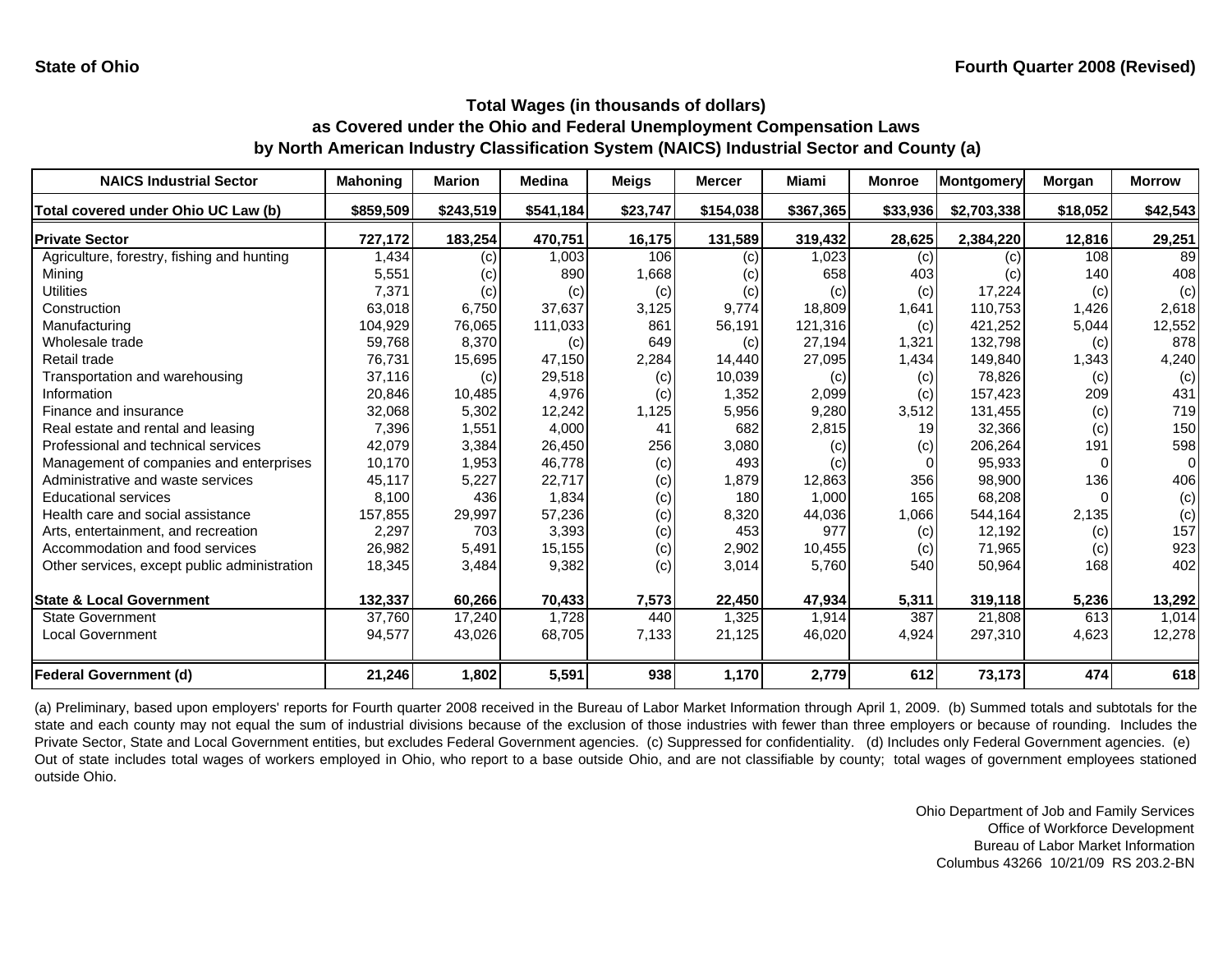State of Ohio

Fourth Quarter 2008 (Revised)

## Total Wages (in thousands of dollars) as Covered under the Ohio and Federal Unemployment Compensation Laws by North American Industry Classification System (NAICS) Industrial Sector and County (a)

| NAICS Industrial Sector | Mahoning | Marion | Medina | Meigs | Mercer | Miami | Monroe | Montgomery | Morgan | Morrow |
|---|---|---|---|---|---|---|---|---|---|---|
| Total covered under Ohio UC Law (b) | $859,509 | $243,519 | $541,184 | $23,747 | $154,038 | $367,365 | $33,936 | $2,703,338 | $18,052 | $42,543 |
| **Private Sector** | 727,172 | 183,254 | 470,751 | 16,175 | 131,589 | 319,432 | 28,625 | 2,384,220 | 12,816 | 29,251 |
| Agriculture, forestry, fishing and hunting | 1,434 | (c) | 1,003 | 106 | (c) | 1,023 | (c) | (c) | 108 | 89 |
| Mining | 5,551 | (c) | 890 | 1,668 | (c) | 658 | 403 | (c) | 140 | 408 |
| Utilities | 7,371 | (c) | (c) | (c) | (c) | (c) | (c) | 17,224 | (c) | (c) |
| Construction | 63,018 | 6,750 | 37,637 | 3,125 | 9,774 | 18,809 | 1,641 | 110,753 | 1,426 | 2,618 |
| Manufacturing | 104,929 | 76,065 | 111,033 | 861 | 56,191 | 121,316 | (c) | 421,252 | 5,044 | 12,552 |
| Wholesale trade | 59,768 | 8,370 | (c) | 649 | (c) | 27,194 | 1,321 | 132,798 | (c) | 878 |
| Retail trade | 76,731 | 15,695 | 47,150 | 2,284 | 14,440 | 27,095 | 1,434 | 149,840 | 1,343 | 4,240 |
| Transportation and warehousing | 37,116 | (c) | 29,518 | (c) | 10,039 | (c) | (c) | 78,826 | (c) | (c) |
| Information | 20,846 | 10,485 | 4,976 | (c) | 1,352 | 2,099 | (c) | 157,423 | 209 | 431 |
| Finance and insurance | 32,068 | 5,302 | 12,242 | 1,125 | 5,956 | 9,280 | 3,512 | 131,455 | (c) | 719 |
| Real estate and rental and leasing | 7,396 | 1,551 | 4,000 | 41 | 682 | 2,815 | 19 | 32,366 | (c) | 150 |
| Professional and technical services | 42,079 | 3,384 | 26,450 | 256 | 3,080 | (c) | (c) | 206,264 | 191 | 598 |
| Management of companies and enterprises | 10,170 | 1,953 | 46,778 | (c) | 493 | (c) | 0 | 95,933 | 0 | 0 |
| Administrative and waste services | 45,117 | 5,227 | 22,717 | (c) | 1,879 | 12,863 | 356 | 98,900 | 136 | 406 |
| Educational services | 8,100 | 436 | 1,834 | (c) | 180 | 1,000 | 165 | 68,208 | 0 | (c) |
| Health care and social assistance | 157,855 | 29,997 | 57,236 | (c) | 8,320 | 44,036 | 1,066 | 544,164 | 2,135 | (c) |
| Arts, entertainment, and recreation | 2,297 | 703 | 3,393 | (c) | 453 | 977 | (c) | 12,192 | (c) | 157 |
| Accommodation and food services | 26,982 | 5,491 | 15,155 | (c) | 2,902 | 10,455 | (c) | 71,965 | (c) | 923 |
| Other services, except public administration | 18,345 | 3,484 | 9,382 | (c) | 3,014 | 5,760 | 540 | 50,964 | 168 | 402 |
| **State & Local Government** | 132,337 | 60,266 | 70,433 | 7,573 | 22,450 | 47,934 | 5,311 | 319,118 | 5,236 | 13,292 |
| State Government | 37,760 | 17,240 | 1,728 | 440 | 1,325 | 1,914 | 387 | 21,808 | 613 | 1,014 |
| Local Government | 94,577 | 43,026 | 68,705 | 7,133 | 21,125 | 46,020 | 4,924 | 297,310 | 4,623 | 12,278 |
| **Federal Government (d)** | 21,246 | 1,802 | 5,591 | 938 | 1,170 | 2,779 | 612 | 73,173 | 474 | 618 |

(a) Preliminary, based upon employers' reports for Fourth quarter 2008 received in the Bureau of Labor Market Information through April 1, 2009. (b) Summed totals and subtotals for the state and each county may not equal the sum of industrial divisions because of the exclusion of those industries with fewer than three employers or because of rounding. Includes the Private Sector, State and Local Government entities, but excludes Federal Government agencies. (c) Suppressed for confidentiality. (d) Includes only Federal Government agencies. (e) Out of state includes total wages of workers employed in Ohio, who report to a base outside Ohio, and are not classifiable by county; total wages of government employees stationed outside Ohio.

Ohio Department of Job and Family Services
Office of Workforce Development
Bureau of Labor Market Information
Columbus 43266 10/21/09 RS 203.2-BN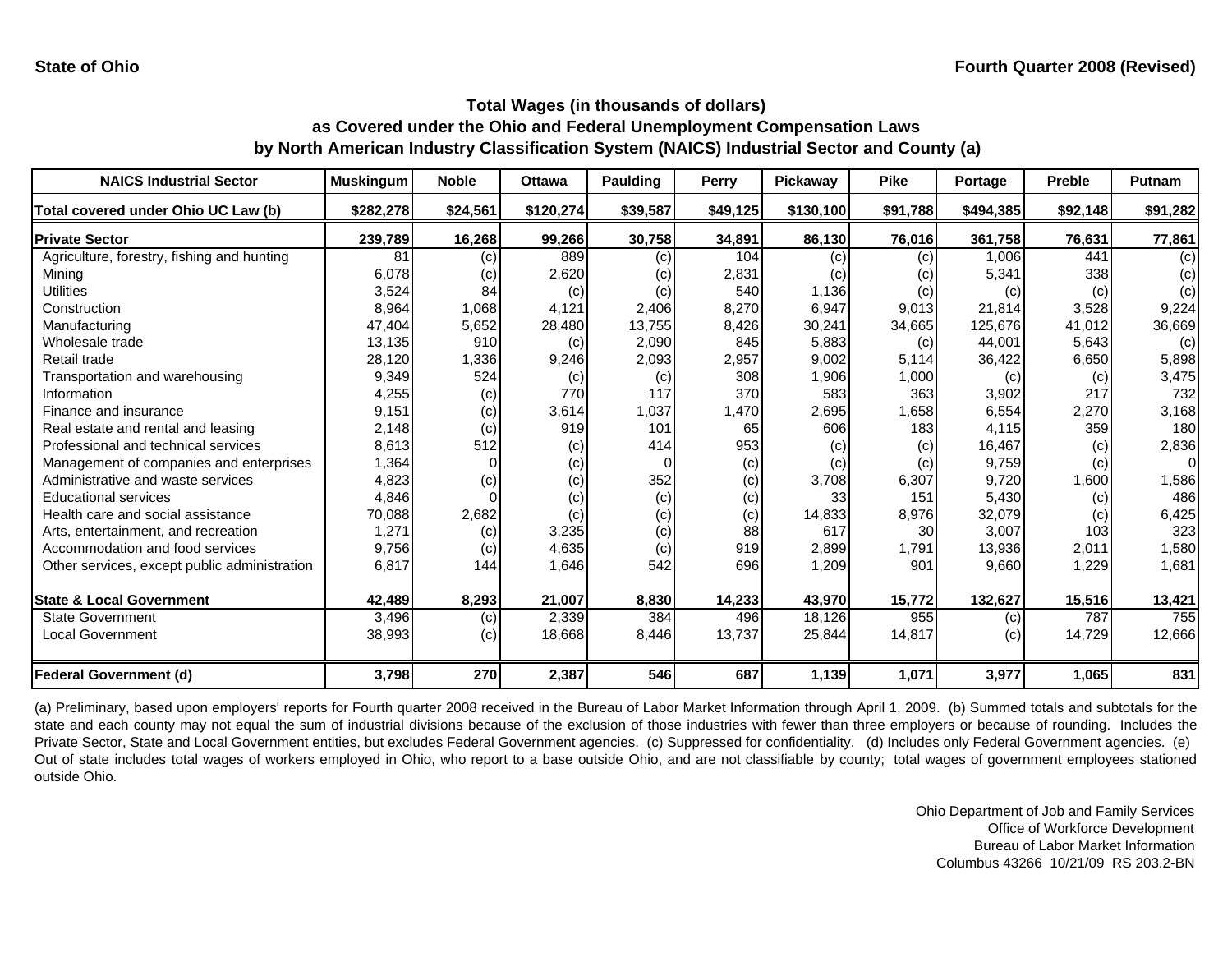State of Ohio

Fourth Quarter 2008 (Revised)

# Total Wages (in thousands of dollars)
## as Covered under the Ohio and Federal Unemployment Compensation Laws
## by North American Industry Classification System (NAICS) Industrial Sector and County (a)

| NAICS Industrial Sector | Muskingum | Noble | Ottawa | Paulding | Perry | Pickaway | Pike | Portage | Preble | Putnam |
|---|---|---|---|---|---|---|---|---|---|---|
| Total covered under Ohio UC Law (b) | $282,278 | $24,561 | $120,274 | $39,587 | $49,125 | $130,100 | $91,788 | $494,385 | $92,148 | $91,282 |
| **Private Sector** | **239,789** | **16,268** | **99,266** | **30,758** | **34,891** | **86,130** | **76,016** | **361,758** | **76,631** | **77,861** |
| Agriculture, forestry, fishing and hunting | 81 | (c) | 889 | (c) | 104 | (c) | (c) | 1,006 | 441 | (c) |
| Mining | 6,078 | (c) | 2,620 | (c) | 2,831 | (c) | (c) | 5,341 | 338 | (c) |
| Utilities | 3,524 | 84 | (c) | (c) | 540 | 1,136 | (c) | (c) | (c) | (c) |
| Construction | 8,964 | 1,068 | 4,121 | 2,406 | 8,270 | 6,947 | 9,013 | 21,814 | 3,528 | 9,224 |
| Manufacturing | 47,404 | 5,652 | 28,480 | 13,755 | 8,426 | 30,241 | 34,665 | 125,676 | 41,012 | 36,669 |
| Wholesale trade | 13,135 | 910 | (c) | 2,090 | 845 | 5,883 | (c) | 44,001 | 5,643 | (c) |
| Retail trade | 28,120 | 1,336 | 9,246 | 2,093 | 2,957 | 9,002 | 5,114 | 36,422 | 6,650 | 5,898 |
| Transportation and warehousing | 9,349 | 524 | (c) | (c) | 308 | 1,906 | 1,000 | (c) | (c) | 3,475 |
| Information | 4,255 | (c) | 770 | 117 | 370 | 583 | 363 | 3,902 | 217 | 732 |
| Finance and insurance | 9,151 | (c) | 3,614 | 1,037 | 1,470 | 2,695 | 1,658 | 6,554 | 2,270 | 3,168 |
| Real estate and rental and leasing | 2,148 | (c) | 919 | 101 | 65 | 606 | 183 | 4,115 | 359 | 180 |
| Professional and technical services | 8,613 | 512 | (c) | 414 | 953 | (c) | (c) | 16,467 | (c) | 2,836 |
| Management of companies and enterprises | 1,364 | 0 | (c) | 0 | (c) | (c) | (c) | 9,759 | (c) | 0 |
| Administrative and waste services | 4,823 | (c) | (c) | 352 | (c) | 3,708 | 6,307 | 9,720 | 1,600 | 1,586 |
| Educational services | 4,846 | 0 | (c) | (c) | (c) | 33 | 151 | 5,430 | (c) | 486 |
| Health care and social assistance | 70,088 | 2,682 | (c) | (c) | (c) | 14,833 | 8,976 | 32,079 | (c) | 6,425 |
| Arts, entertainment, and recreation | 1,271 | (c) | 3,235 | (c) | 88 | 617 | 30 | 3,007 | 103 | 323 |
| Accommodation and food services | 9,756 | (c) | 4,635 | (c) | 919 | 2,899 | 1,791 | 13,936 | 2,011 | 1,580 |
| Other services, except public administration | 6,817 | 144 | 1,646 | 542 | 696 | 1,209 | 901 | 9,660 | 1,229 | 1,681 |
| **State & Local Government** | **42,489** | **8,293** | **21,007** | **8,830** | **14,233** | **43,970** | **15,772** | **132,627** | **15,516** | **13,421** |
| State Government | 3,496 | (c) | 2,339 | 384 | 496 | 18,126 | 955 | (c) | 787 | 755 |
| Local Government | 38,993 | (c) | 18,668 | 8,446 | 13,737 | 25,844 | 14,817 | (c) | 14,729 | 12,666 |
| **Federal Government (d)** | **3,798** | **270** | **2,387** | **546** | **687** | **1,139** | **1,071** | **3,977** | **1,065** | **831** |

(a) Preliminary, based upon employers' reports for Fourth quarter 2008 received in the Bureau of Labor Market Information through April 1, 2009. (b) Summed totals and subtotals for the state and each county may not equal the sum of industrial divisions because of the exclusion of those industries with fewer than three employers or because of rounding. Includes the Private Sector, State and Local Government entities, but excludes Federal Government agencies. (c) Suppressed for confidentiality. (d) Includes only Federal Government agencies. (e) Out of state includes total wages of workers employed in Ohio, who report to a base outside Ohio, and are not classifiable by county; total wages of government employees stationed outside Ohio.

Ohio Department of Job and Family Services
Office of Workforce Development
Bureau of Labor Market Information
Columbus 43266 10/21/09 RS 203.2-BN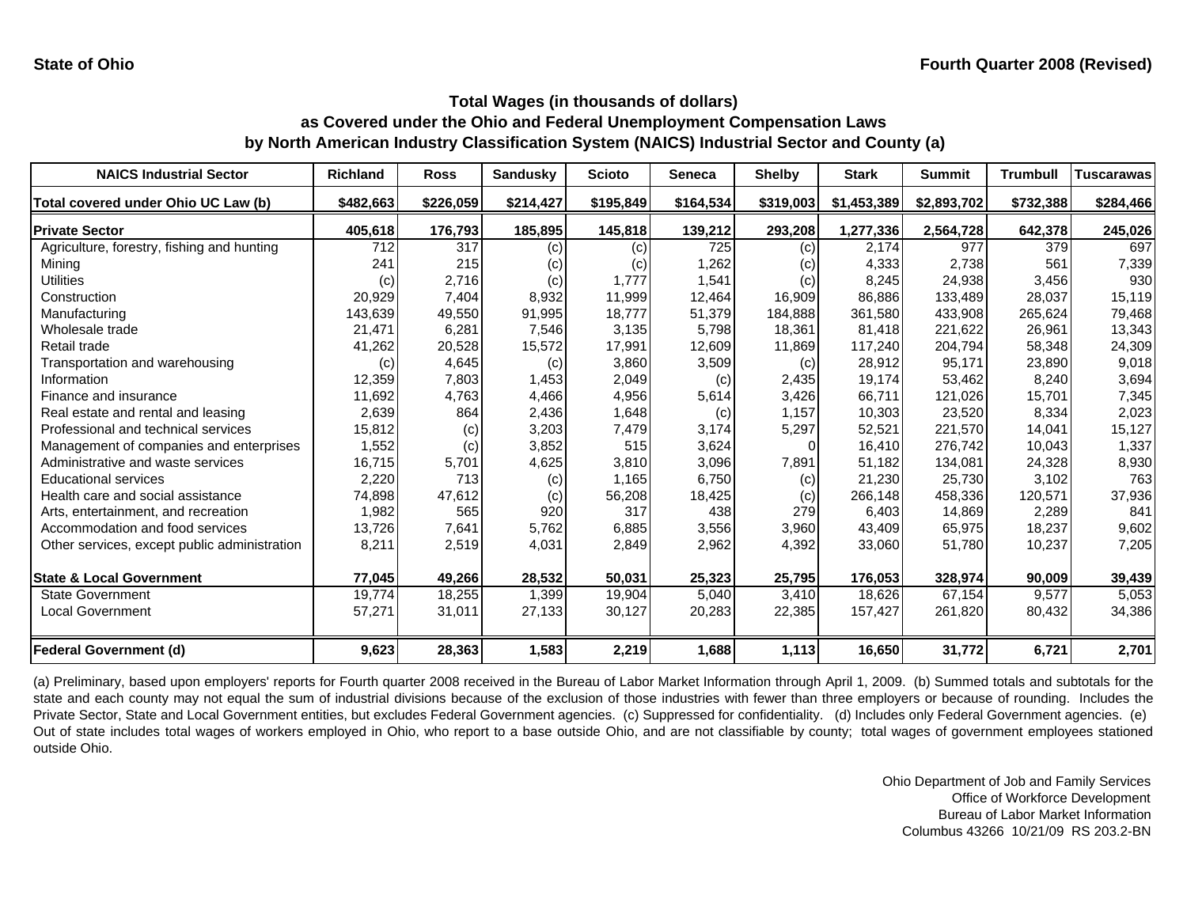**State of Ohio**

**Fourth Quarter 2008 (Revised)**

## Total Wages (in thousands of dollars) as Covered under the Ohio and Federal Unemployment Compensation Laws by North American Industry Classification System (NAICS) Industrial Sector and County (a)

| NAICS Industrial Sector | Richland | Ross | Sandusky | Scioto | Seneca | Shelby | Stark | Summit | Trumbull | Tuscarawas |
|---|---|---|---|---|---|---|---|---|---|---|
| **Total covered under Ohio UC Law (b)** | **$482,663** | **$226,059** | **$214,427** | **$195,849** | **$164,534** | **$319,003** | **$1,453,389** | **$2,893,702** | **$732,388** | **$284,466** |
| **Private Sector** | **405,618** | **176,793** | **185,895** | **145,818** | **139,212** | **293,208** | **1,277,336** | **2,564,728** | **642,378** | **245,026** |
| Agriculture, forestry, fishing and hunting | 712 | 317 | (c) | (c) | 725 | (c) | 2,174 | 977 | 379 | 697 |
| Mining | 241 | 215 | (c) | (c) | 1,262 | (c) | 4,333 | 2,738 | 561 | 7,339 |
| Utilities | (c) | 2,716 | (c) | 1,777 | 1,541 | (c) | 8,245 | 24,938 | 3,456 | 930 |
| Construction | 20,929 | 7,404 | 8,932 | 11,999 | 12,464 | 16,909 | 86,886 | 133,489 | 28,037 | 15,119 |
| Manufacturing | 143,639 | 49,550 | 91,995 | 18,777 | 51,379 | 184,888 | 361,580 | 433,908 | 265,624 | 79,468 |
| Wholesale trade | 21,471 | 6,281 | 7,546 | 3,135 | 5,798 | 18,361 | 81,418 | 221,622 | 26,961 | 13,343 |
| Retail trade | 41,262 | 20,528 | 15,572 | 17,991 | 12,609 | 11,869 | 117,240 | 204,794 | 58,348 | 24,309 |
| Transportation and warehousing | (c) | 4,645 | (c) | 3,860 | 3,509 | (c) | 28,912 | 95,171 | 23,890 | 9,018 |
| Information | 12,359 | 7,803 | 1,453 | 2,049 | (c) | 2,435 | 19,174 | 53,462 | 8,240 | 3,694 |
| Finance and insurance | 11,692 | 4,763 | 4,466 | 4,956 | 5,614 | 3,426 | 66,711 | 121,026 | 15,701 | 7,345 |
| Real estate and rental and leasing | 2,639 | 864 | 2,436 | 1,648 | (c) | 1,157 | 10,303 | 23,520 | 8,334 | 2,023 |
| Professional and technical services | 15,812 | (c) | 3,203 | 7,479 | 3,174 | 5,297 | 52,521 | 221,570 | 14,041 | 15,127 |
| Management of companies and enterprises | 1,552 | (c) | 3,852 | 515 | 3,624 | 0 | 16,410 | 276,742 | 10,043 | 1,337 |
| Administrative and waste services | 16,715 | 5,701 | 4,625 | 3,810 | 3,096 | 7,891 | 51,182 | 134,081 | 24,328 | 8,930 |
| Educational services | 2,220 | 713 | (c) | 1,165 | 6,750 | (c) | 21,230 | 25,730 | 3,102 | 763 |
| Health care and social assistance | 74,898 | 47,612 | (c) | 56,208 | 18,425 | (c) | 266,148 | 458,336 | 120,571 | 37,936 |
| Arts, entertainment, and recreation | 1,982 | 565 | 920 | 317 | 438 | 279 | 6,403 | 14,869 | 2,289 | 841 |
| Accommodation and food services | 13,726 | 7,641 | 5,762 | 6,885 | 3,556 | 3,960 | 43,409 | 65,975 | 18,237 | 9,602 |
| Other services, except public administration | 8,211 | 2,519 | 4,031 | 2,849 | 2,962 | 4,392 | 33,060 | 51,780 | 10,237 | 7,205 |
| **State & Local Government** | **77,045** | **49,266** | **28,532** | **50,031** | **25,323** | **25,795** | **176,053** | **328,974** | **90,009** | **39,439** |
| State Government | 19,774 | 18,255 | 1,399 | 19,904 | 5,040 | 3,410 | 18,626 | 67,154 | 9,577 | 5,053 |
| Local Government | 57,271 | 31,011 | 27,133 | 30,127 | 20,283 | 22,385 | 157,427 | 261,820 | 80,432 | 34,386 |
| **Federal Government (d)** | **9,623** | **28,363** | **1,583** | **2,219** | **1,688** | **1,113** | **16,650** | **31,772** | **6,721** | **2,701** |

(a) Preliminary, based upon employers' reports for Fourth quarter 2008 received in the Bureau of Labor Market Information through April 1, 2009. (b) Summed totals and subtotals for the state and each county may not equal the sum of industrial divisions because of the exclusion of those industries with fewer than three employers or because of rounding. Includes the Private Sector, State and Local Government entities, but excludes Federal Government agencies. (c) Suppressed for confidentiality. (d) Includes only Federal Government agencies. (e) Out of state includes total wages of workers employed in Ohio, who report to a base outside Ohio, and are not classifiable by county; total wages of government employees stationed outside Ohio.

Ohio Department of Job and Family Services
Office of Workforce Development
Bureau of Labor Market Information
Columbus 43266 10/21/09 RS 203.2-BN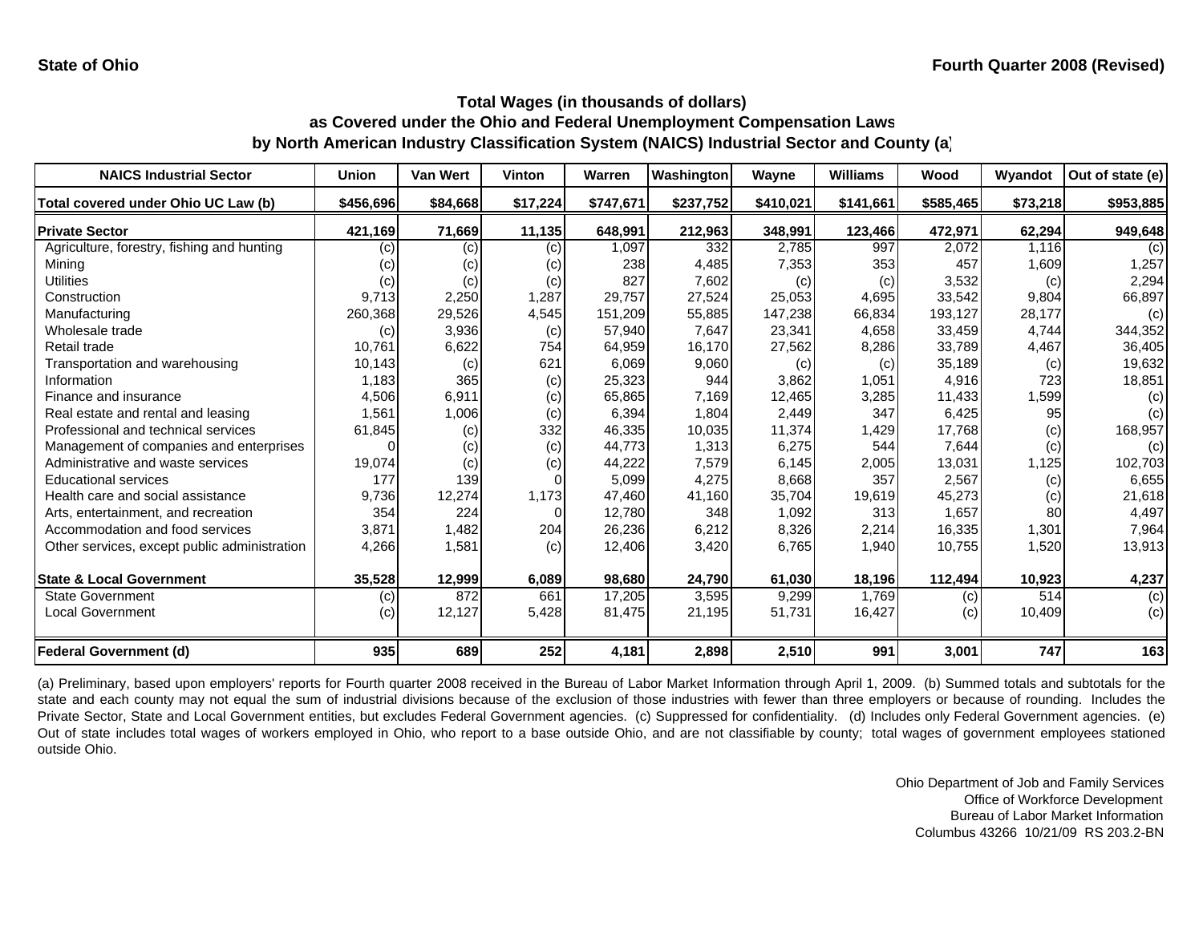State of Ohio

Fourth Quarter 2008 (Revised)

## Total Wages (in thousands of dollars)
## as Covered under the Ohio and Federal Unemployment Compensation Laws
## by North American Industry Classification System (NAICS) Industrial Sector and County (a)

| NAICS Industrial Sector | Union | Van Wert | Vinton | Warren | Washington | Wayne | Williams | Wood | Wyandot | Out of state (e) |
|---|---|---|---|---|---|---|---|---|---|---|
| **Total covered under Ohio UC Law (b)** | **$456,696** | **$84,668** | **$17,224** | **$747,671** | **$237,752** | **$410,021** | **$141,661** | **$585,465** | **$73,218** | **$953,885** |
| **Private Sector** | **421,169** | **71,669** | **11,135** | **648,991** | **212,963** | **348,991** | **123,466** | **472,971** | **62,294** | **949,648** |
| Agriculture, forestry, fishing and hunting | (c) | (c) | (c) | 1,097 | 332 | 2,785 | 997 | 2,072 | 1,116 | (c) |
| Mining | (c) | (c) | (c) | 238 | 4,485 | 7,353 | 353 | 457 | 1,609 | 1,257 |
| Utilities | (c) | (c) | (c) | 827 | 7,602 | (c) | (c) | 3,532 | (c) | 2,294 |
| Construction | 9,713 | 2,250 | 1,287 | 29,757 | 27,524 | 25,053 | 4,695 | 33,542 | 9,804 | 66,897 |
| Manufacturing | 260,368 | 29,526 | 4,545 | 151,209 | 55,885 | 147,238 | 66,834 | 193,127 | 28,177 | (c) |
| Wholesale trade | (c) | 3,936 | (c) | 57,940 | 7,647 | 23,341 | 4,658 | 33,459 | 4,744 | 344,352 |
| Retail trade | 10,761 | 6,622 | 754 | 64,959 | 16,170 | 27,562 | 8,286 | 33,789 | 4,467 | 36,405 |
| Transportation and warehousing | 10,143 | (c) | 621 | 6,069 | 9,060 | (c) | (c) | 35,189 | (c) | 19,632 |
| Information | 1,183 | 365 | (c) | 25,323 | 944 | 3,862 | 1,051 | 4,916 | 723 | 18,851 |
| Finance and insurance | 4,506 | 6,911 | (c) | 65,865 | 7,169 | 12,465 | 3,285 | 11,433 | 1,599 | (c) |
| Real estate and rental and leasing | 1,561 | 1,006 | (c) | 6,394 | 1,804 | 2,449 | 347 | 6,425 | 95 | (c) |
| Professional and technical services | 61,845 | (c) | 332 | 46,335 | 10,035 | 11,374 | 1,429 | 17,768 | (c) | 168,957 |
| Management of companies and enterprises | 0 | (c) | (c) | 44,773 | 1,313 | 6,275 | 544 | 7,644 | (c) | (c) |
| Administrative and waste services | 19,074 | (c) | (c) | 44,222 | 7,579 | 6,145 | 2,005 | 13,031 | 1,125 | 102,703 |
| Educational services | 177 | 139 | 0 | 5,099 | 4,275 | 8,668 | 357 | 2,567 | (c) | 6,655 |
| Health care and social assistance | 9,736 | 12,274 | 1,173 | 47,460 | 41,160 | 35,704 | 19,619 | 45,273 | (c) | 21,618 |
| Arts, entertainment, and recreation | 354 | 224 | 0 | 12,780 | 348 | 1,092 | 313 | 1,657 | 80 | 4,497 |
| Accommodation and food services | 3,871 | 1,482 | 204 | 26,236 | 6,212 | 8,326 | 2,214 | 16,335 | 1,301 | 7,964 |
| Other services, except public administration | 4,266 | 1,581 | (c) | 12,406 | 3,420 | 6,765 | 1,940 | 10,755 | 1,520 | 13,913 |
| **State & Local Government** | **35,528** | **12,999** | **6,089** | **98,680** | **24,790** | **61,030** | **18,196** | **112,494** | **10,923** | **4,237** |
| State Government | (c) | 872 | 661 | 17,205 | 3,595 | 9,299 | 1,769 | (c) | 514 | (c) |
| Local Government | (c) | 12,127 | 5,428 | 81,475 | 21,195 | 51,731 | 16,427 | (c) | 10,409 | (c) |
| **Federal Government (d)** | **935** | **689** | **252** | **4,181** | **2,898** | **2,510** | **991** | **3,001** | **747** | **163** |

(a) Preliminary, based upon employers' reports for Fourth quarter 2008 received in the Bureau of Labor Market Information through April 1, 2009. (b) Summed totals and subtotals for the state and each county may not equal the sum of industrial divisions because of the exclusion of those industries with fewer than three employers or because of rounding. Includes the Private Sector, State and Local Government entities, but excludes Federal Government agencies. (c) Suppressed for confidentiality. (d) Includes only Federal Government agencies. (e) Out of state includes total wages of workers employed in Ohio, who report to a base outside Ohio, and are not classifiable by county; total wages of government employees stationed outside Ohio.

Ohio Department of Job and Family Services
Office of Workforce Development
Bureau of Labor Market Information
Columbus 43266 10/21/09 RS 203.2-BN